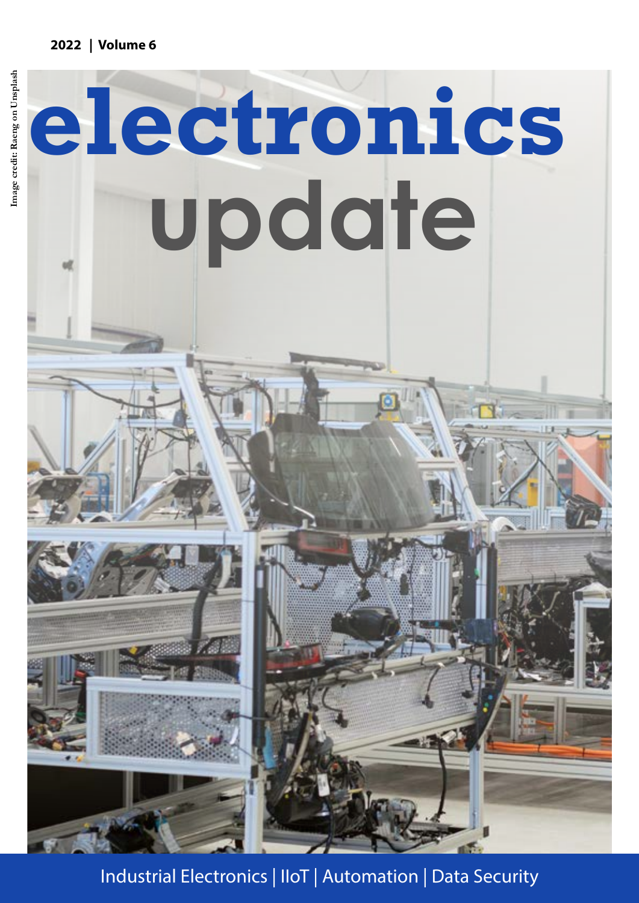2022 | Volume 6

Image credit: Raeng on Unsplash

# electronics update

Industrial Electronics | IIoT | Automation | Data Security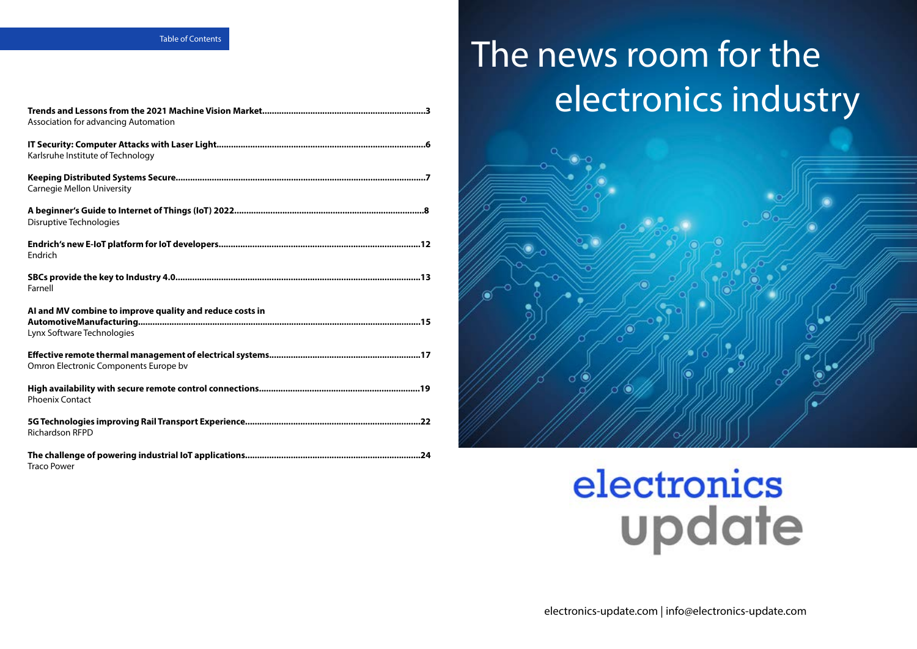## Table of Contents

**Trends and Lessons from the 2021 Machine Vision Market....................................................................3**
Association for advancing Automation

**IT Security: Computer Attacks with Laser Light.......................................................................................6**
Karlsruhe Institute of Technology

**Keeping Distributed Systems Secure.........................................................................................................7**
Carnegie Mellon University

**A beginner's Guide to Internet of Things (IoT) 2022..............................................................................8**
Disruptive Technologies

**Endrich's new E-IoT platform for IoT developers...................................................................................12**
Endrich

**SBCs provide the key to Industry 4.0.......................................................................................................13**
Farnell

**AI and MV combine to improve quality and reduce costs in AutomotiveManufacturing.......................................................................................................................15**
Lynx Software Technologies

**Effective remote thermal management of electrical systems..............................................................17**
Omron Electronic Components Europe bv

**High availability with secure remote control connections..................................................................19**
Phoenix Contact

**5G Technologies improving Rail Transport Experience........................................................................22**
Richardson RFPD

**The challenge of powering industrial IoT applications........................................................................24**
Traco Power

# The news room for the electronics industry

electronics update

electronics-update.com | info@electronics-update.com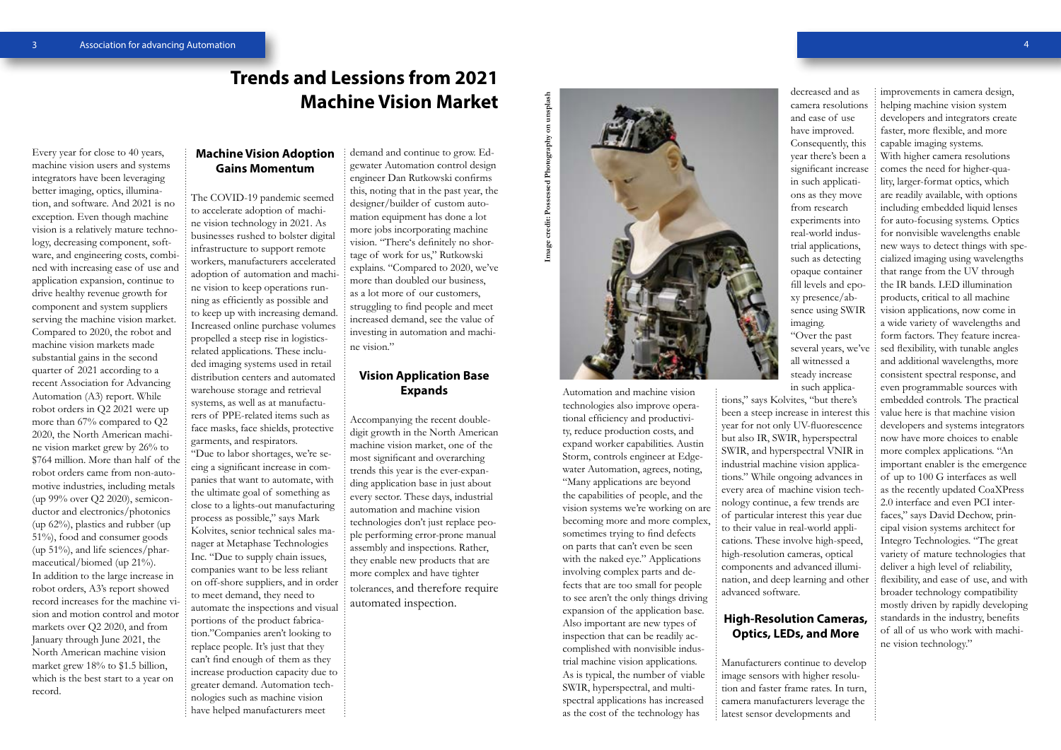# Trends and Lessions from 2021 Machine Vision Market

Every year for close to 40 years, machine vision users and systems integrators have been leveraging better imaging, optics, illumination, and software. And 2021 is no exception. Even though machine vision is a relatively mature technology, decreasing component, software, and engineering costs, combined with increasing ease of use and application expansion, continue to drive healthy revenue growth for component and system suppliers serving the machine vision market. Compared to 2020, the robot and machine vision markets made substantial gains in the second quarter of 2021 according to a recent Association for Advancing Automation (A3) report. While robot orders in Q2 2021 were up more than 67% compared to Q2 2020, the North American machine vision market grew by 26% to $764 million. More than half of the robot orders came from non-automotive industries, including metals (up 99% over Q2 2020), semiconductor and electronics/photonics (up 62%), plastics and rubber (up 51%), food and consumer goods (up 51%), and life sciences/pharmaceutical/biomed (up 21%).

In addition to the large increase in robot orders, A3's report showed record increases for the machine vision and motion control and motor markets over Q2 2020, and from January through June 2021, the North American machine vision market grew 18% to $1.5 billion, which is the best start to a year on record.

## Machine Vision Adoption Gains Momentum

The COVID-19 pandemic seemed to accelerate adoption of machine vision technology in 2021. As businesses rushed to bolster digital infrastructure to support remote workers, manufacturers accelerated adoption of automation and machine vision to keep operations running as efficiently as possible and to keep up with increasing demand. Increased online purchase volumes propelled a steep rise in logistics-related applications. These included imaging systems used in retail distribution centers and automated warehouse storage and retrieval systems, as well as at manufacturers of PPE-related items such as face masks, face shields, protective garments, and respirators.

"Due to labor shortages, we're seeing a significant increase in companies that want to automate, with the ultimate goal of something as close to a lights-out manufacturing process as possible," says Mark Kolvites, senior technical sales manager at Metaphase Technologies Inc. "Due to supply chain issues, companies want to be less reliant on off-shore suppliers, and in order to meet demand, they need to automate the inspections and visual portions of the product fabrication."Companies aren't looking to replace people. It's just that they can't find enough of them as they increase production capacity due to greater demand. Automation technologies such as machine vision have helped manufacturers meet demand and continue to grow. Edgewater Automation control design engineer Dan Rutkowski confirms this, noting that in the past year, the designer/builder of custom automation equipment has done a lot more jobs incorporating machine vision. "There's definitely no shortage of work for us," Rutkowski explains. "Compared to 2020, we've more than doubled our business, as a lot more of our customers, struggling to find people and meet increased demand, see the value of investing in automation and machine vision."

## Vision Application Base Expands

Accompanying the recent double-digit growth in the North American machine vision market, one of the most significant and overarching trends this year is the ever-expanding application base in just about every sector. These days, industrial automation and machine vision technologies don't just replace people performing error-prone manual assembly and inspections. Rather, they enable new products that are more complex and have tighter tolerances, and therefore require automated inspection.

Image credit: Possessed Photography on unsplash

Automation and machine vision technologies also improve operational efficiency and productivity, reduce production costs, and expand worker capabilities. Austin Storm, controls engineer at Edgewater Automation, agrees, noting, "Many applications are beyond the capabilities of people, and the vision systems we're working on are becoming more and more complex, sometimes trying to find defects on parts that can't even be seen with the naked eye." Applications involving complex parts and defects that are too small for people to see aren't the only things driving expansion of the application base. Also important are new types of inspection that can be readily accomplished with nonvisible industrial machine vision applications. As is typical, the number of viable SWIR, hyperspectral, and multispectral applications has increased as the cost of the technology has decreased and as camera resolutions and ease of use have improved. Consequently, this year there's been a significant increase in such applications as they move from research experiments into real-world industrial applications, such as detecting opaque container fill levels and epoxy presence/absence using SWIR imaging.

"Over the past several years, we've all witnessed a steady increase in such applications," says Kolvites, "but there's been a steep increase in interest this year for not only UV-fluorescence but also IR, SWIR, hyperspectral SWIR, and hyperspectral VNIR in industrial machine vision applications." While ongoing advances in every area of machine vision technology continue, a few trends are of particular interest this year due to their value in real-world applications. These involve high-speed, high-resolution cameras, optical components and advanced illumination, and deep learning and other advanced software.

## High-Resolution Cameras, Optics, LEDs, and More

Manufacturers continue to develop image sensors with higher resolution and faster frame rates. In turn, camera manufacturers leverage the latest sensor developments and improvements in camera design, helping machine vision system developers and integrators create faster, more flexible, and more capable imaging systems.

With higher camera resolutions comes the need for higher-quality, larger-format optics, which are readily available, with options including embedded liquid lenses for auto-focusing systems. Optics for nonvisible wavelengths enable new ways to detect things with specialized imaging using wavelengths that range from the UV through the IR bands. LED illumination products, critical to all machine vision applications, now come in a wide variety of wavelengths and form factors. They feature increased flexibility, with tunable angles and additional wavelengths, more consistent spectral response, and even programmable sources with embedded controls. The practical value here is that machine vision developers and systems integrators now have more choices to enable more complex applications. "An important enabler is the emergence of up to 100 G interfaces as well as the recently updated CoaXPress 2.0 interface and even PCI interfaces," says David Dechow, principal vision systems architect for Integro Technologies. "The great variety of mature technologies that deliver a high level of reliability, flexibility, and ease of use, and with broader technology compatibility mostly driven by rapidly developing standards in the industry, benefits of all of us who work with machine vision technology."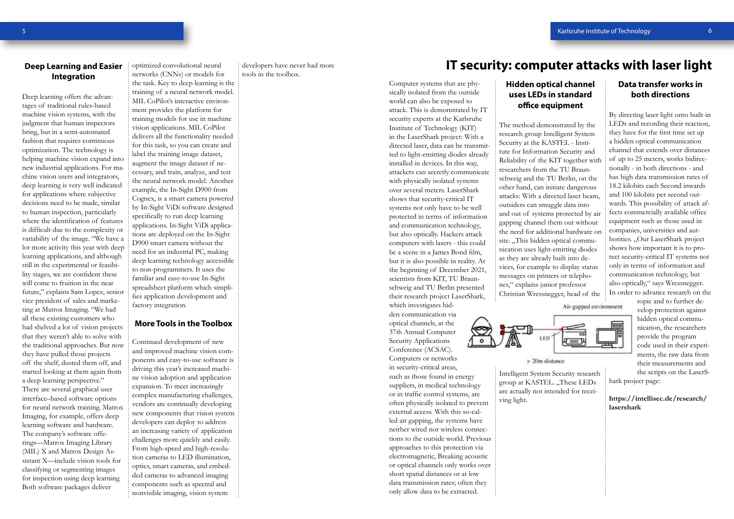## Deep Learning and Easier Integration

Deep learning offers the advantages of traditional rules-based machine vision systems, with the judgment that human inspectors bring, but in a semi-automated fashion that requires continuous optimization. The technology is helping machine vision expand into new industrial applications. For machine vision users and integrators, deep learning is very well indicated for applications where subjective decisions need to be made, similar to human inspection, particularly where the identification of features is difficult due to the complexity or variability of the image. "We have a lot more activity this year with deep learning applications, and although still in the experimental or feasibility stages, we are confident these will come to fruition in the near future," explains Sam Lopez, senior vice president of sales and marketing at Matrox Imaging. "We had all these existing customers who had shelved a lot of vision projects that they weren't able to solve with the traditional approaches. But now they have pulled those projects off the shelf, dusted them off, and started looking at them again from a deep learning perspective." There are several graphical user interface–based software options for neural network training. Matrox Imaging, for example, offers deep learning software and hardware. The company's software offerings—Matrox Imaging Library (MIL) X and Matrox Design Assistant X—include vision tools for classifying or segmenting images for inspection using deep learning. Both software packages deliver optimized convolutional neural networks (CNNs) or models for the task. Key to deep learning is the training of a neural network model. MIL CoPilot's interactive environment provides the platform for training models for use in machine vision applications. MIL CoPilot delivers all the functionality needed for this task, so you can create and label the training image dataset, augment the image dataset if necessary, and train, analyze, and test the neural network model. Another example, the In-Sight D900 from Cognex, is a smart camera powered by In-Sight ViDi software designed specifically to run deep learning applications. In-Sight ViDi applications are deployed on the In-Sight D900 smart camera without the need for an industrial PC, making deep learning technology accessible to non-programmers. It uses the familiar and easy-to-use In-Sight spreadsheet platform which simplifies application development and factory integration.

## More Tools in the Toolbox

Continued development of new and improved machine vision components and easy-to-use software is driving this year's increased machine vision adoption and application expansion. To meet increasingly complex manufacturing challenges, vendors are continually developing new components that vision system developers can deploy to address an increasing variety of application challenges more quickly and easily. From high-speed and high-resolution cameras to LED illumination, optics, smart cameras, and embedded cameras to advanced imaging components such as spectral and nonvisible imaging, vision system developers have never had more tools in the toolbox.

# IT security: computer attacks with laser light

Computer systems that are physically isolated from the outside world can also be exposed to attack. This is demonstrated by IT security experts at the Karlsruhe Institute of Technology (KIT) in the LaserShark project: With a directed laser, data can be transmitted to light-emitting diodes already installed in devices. In this way, attackers can secretly communicate with physically isolated systems over several meters. LaserShark shows that security-critical IT systems not only have to be well protected in terms of information and communication technology, but also optically. Hackers attack computers with lasers - this could be a scene in a James Bond film, but it is also possible in reality. At the beginning of December 2021, scientists from KIT, TU Braunschweig and TU Berlin presented their research project LaserShark, which investigates hidden communication via optical channels, at the 37th Annual Computer Security Applications Conference (ACSAC). Computers or networks in security-critical areas, such as those found in energy suppliers, in medical technology or in traffic control systems, are often physically isolated to prevent external access. With this so-called air gapping, the systems have neither wired nor wireless connections to the outside world. Previous approaches to this protection via electromagnetic, Breaking acoustic or optical channels only works over short spatial distances or at low data transmission rates; often they only allow data to be extracted.

## Hidden optical channel uses LEDs in standard office equipment

The method demonstrated by the research group Intelligent System Security at the KASTEL - Institute for Information Security and Reliability of the KIT together with researchers from the TU Braunschweig and the TU Berlin, on the other hand, can initiate dangerous attacks: With a directed laser beam, outsiders can smuggle data into and out of systems protected by air gapping channel them out without the need for additional hardware on site. „This hidden optical communication uses light-emitting diodes as they are already built into devices, for example to display status messages on printers or telephones," explains junior professor Christian Wressnegger, head of the Intelligent System Security research group at KASTEL. „These LEDs are actually not intended for receiving light.

Air-gapped environment

LED

> 20m distance

## Data transfer works in both directions

By directing laser light onto built-in LEDs and recording their reaction, they have for the first time set up a hidden optical communication channel that extends over distances of up to 25 meters, works bidirectionally - in both directions - and has high data transmission rates of 18.2 kilobits each Second inwards and 100 kilobits per second outwards. This possibility of attack affects commercially available office equipment such as those used in companies, universities and authorities. „Our LaserShark project shows how important it is to protect security-critical IT systems not only in terms of information and communication technology, but also optically," says Wressnegger. In order to advance research on the topic and to further develop protection against hidden optical communication, the researchers provide the program code used in their experiments, the raw data from their measurements and the scripts on the LaserShark project page:

**https://intellisec.de/research/lasershark**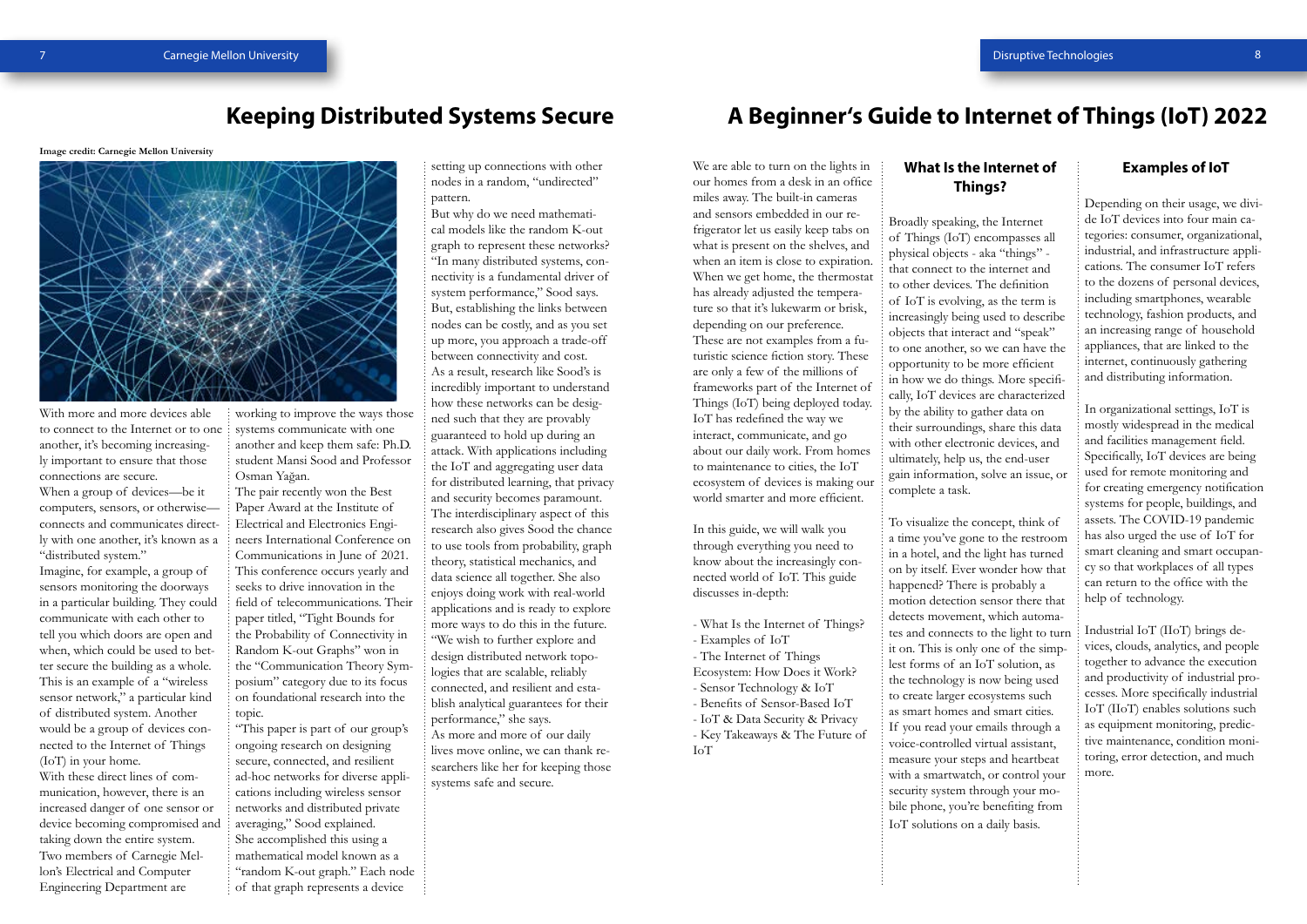# Keeping Distributed Systems Secure

**Image credit: Carnegie Mellon University**

With more and more devices able to connect to the Internet or to one another, it's becoming increasingly important to ensure that those connections are secure.

When a group of devices—be it computers, sensors, or otherwise—connects and communicates directly with one another, it's known as a "distributed system."

Imagine, for example, a group of sensors monitoring the doorways in a particular building. They could communicate with each other to tell you which doors are open and when, which could be used to better secure the building as a whole. This is an example of a "wireless sensor network," a particular kind of distributed system. Another would be a group of devices connected to the Internet of Things (IoT) in your home.

With these direct lines of communication, however, there is an increased danger of one sensor or device becoming compromised and taking down the entire system.

Two members of Carnegie Mellon's Electrical and Computer Engineering Department are working to improve the ways those systems communicate with one another and keep them safe: Ph.D. student Mansi Sood and Professor Osman Yağan.

The pair recently won the Best Paper Award at the Institute of Electrical and Electronics Engineers International Conference on Communications in June of 2021. This conference occurs yearly and seeks to drive innovation in the field of telecommunications. Their paper titled, "Tight Bounds for the Probability of Connectivity in Random K-out Graphs" won in the "Communication Theory Symposium" category due to its focus on foundational research into the topic.

"This paper is part of our group's ongoing research on designing secure, connected, and resilient ad-hoc networks for diverse applications including wireless sensor networks and distributed private averaging," Sood explained.

She accomplished this using a mathematical model known as a "random K-out graph." Each node of that graph represents a device setting up connections with other nodes in a random, "undirected" pattern.

But why do we need mathematical models like the random K-out graph to represent these networks? "In many distributed systems, connectivity is a fundamental driver of system performance," Sood says. But, establishing the links between nodes can be costly, and as you set up more, you approach a trade-off between connectivity and cost.

As a result, research like Sood's is incredibly important to understand how these networks can be designed such that they are provably guaranteed to hold up during an attack. With applications including the IoT and aggregating user data for distributed learning, that privacy and security becomes paramount.

The interdisciplinary aspect of this research also gives Sood the chance to use tools from probability, graph theory, statistical mechanics, and data science all together. She also enjoys doing work with real-world applications and is ready to explore more ways to do this in the future.

"We wish to further explore and design distributed network topologies that are scalable, reliably connected, and resilient and establish analytical guarantees for their performance," she says.

As more and more of our daily lives move online, we can thank researchers like her for keeping those systems safe and secure.

# A Beginner's Guide to Internet of Things (IoT) 2022

We are able to turn on the lights in our homes from a desk in an office miles away. The built-in cameras and sensors embedded in our refrigerator let us easily keep tabs on what is present on the shelves, and when an item is close to expiration. When we get home, the thermostat has already adjusted the temperature so that it's lukewarm or brisk, depending on our preference.

These are not examples from a futuristic science fiction story. These are only a few of the millions of frameworks part of the Internet of Things (IoT) being deployed today. IoT has redefined the way we interact, communicate, and go about our daily work. From homes to maintenance to cities, the IoT ecosystem of devices is making our world smarter and more efficient.

In this guide, we will walk you through everything you need to know about the increasingly connected world of IoT. This guide discusses in-depth:

- What Is the Internet of Things?
- Examples of IoT
- The Internet of Things Ecosystem: How Does it Work?
- Sensor Technology & IoT
- Benefits of Sensor-Based IoT
- IoT & Data Security & Privacy
- Key Takeaways & The Future of IoT

## What Is the Internet of Things?

Broadly speaking, the Internet of Things (IoT) encompasses all physical objects - aka "things" - that connect to the internet and to other devices. The definition of IoT is evolving, as the term is increasingly being used to describe objects that interact and "speak" to one another, so we can have the opportunity to be more efficient in how we do things. More specifically, IoT devices are characterized by the ability to gather data on their surroundings, share this data with other electronic devices, and ultimately, help us, the end-user gain information, solve an issue, or complete a task.

To visualize the concept, think of a time you've gone to the restroom in a hotel, and the light has turned on by itself. Ever wonder how that happened? There is probably a motion detection sensor there that detects movement, which automates and connects to the light to turn it on. This is only one of the simplest forms of an IoT solution, as the technology is now being used to create larger ecosystems such as smart homes and smart cities.

If you read your emails through a voice-controlled virtual assistant, measure your steps and heartbeat with a smartwatch, or control your security system through your mobile phone, you're benefiting from IoT solutions on a daily basis.

## Examples of IoT

Depending on their usage, we divide IoT devices into four main categories: consumer, organizational, industrial, and infrastructure applications. The consumer IoT refers to the dozens of personal devices, including smartphones, wearable technology, fashion products, and an increasing range of household appliances, that are linked to the internet, continuously gathering and distributing information.

In organizational settings, IoT is mostly widespread in the medical and facilities management field. Specifically, IoT devices are being used for remote monitoring and for creating emergency notification systems for people, buildings, and assets. The COVID-19 pandemic has also urged the use of IoT for smart cleaning and smart occupancy so that workplaces of all types can return to the office with the help of technology.

Industrial IoT (IIoT) brings devices, clouds, analytics, and people together to advance the execution and productivity of industrial processes. More specifically industrial IoT (IIoT) enables solutions such as equipment monitoring, predictive maintenance, condition monitoring, error detection, and much more.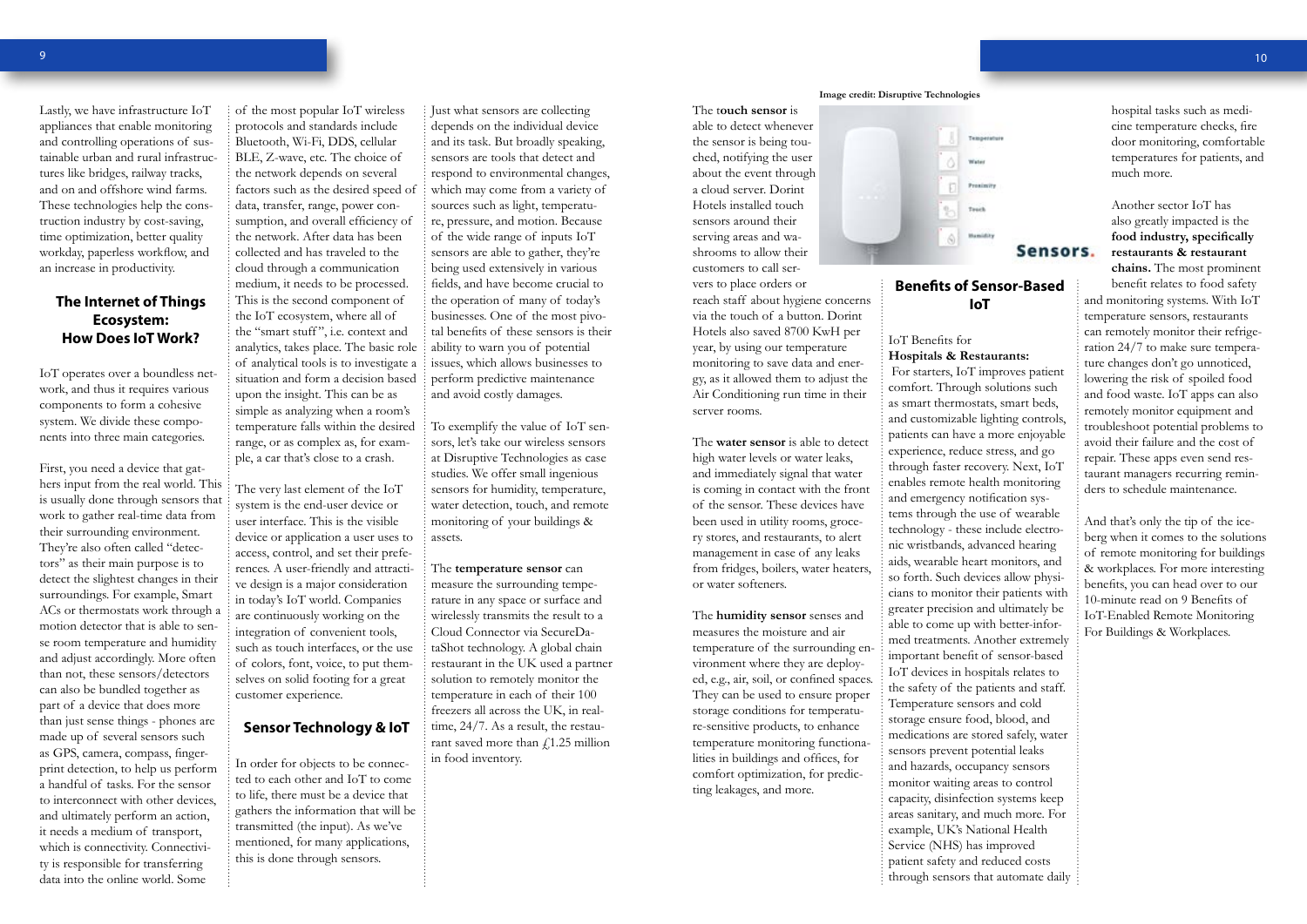Lastly, we have infrastructure IoT appliances that enable monitoring and controlling operations of sustainable urban and rural infrastructures like bridges, railway tracks, and on and offshore wind farms. These technologies help the construction industry by cost-saving, time optimization, better quality workday, paperless workflow, and an increase in productivity.

## The Internet of Things Ecosystem: How Does IoT Work?

IoT operates over a boundless network, and thus it requires various components to form a cohesive system. We divide these components into three main categories.

First, you need a device that gathers input from the real world. This is usually done through sensors that work to gather real-time data from their surrounding environment. They're also often called "detectors" as their main purpose is to detect the slightest changes in their surroundings. For example, Smart ACs or thermostats work through a motion detector that is able to sense room temperature and humidity and adjust accordingly. More often than not, these sensors/detectors can also be bundled together as part of a device that does more than just sense things - phones are made up of several sensors such as GPS, camera, compass, fingerprint detection, to help us perform a handful of tasks. For the sensor to interconnect with other devices, and ultimately perform an action, it needs a medium of transport, which is connectivity. Connectivity is responsible for transferring data into the online world. Some of the most popular IoT wireless protocols and standards include Bluetooth, Wi-Fi, DDS, cellular BLE, Z-wave, etc. The choice of the network depends on several factors such as the desired speed of data, transfer, range, power consumption, and overall efficiency of the network. After data has been collected and has traveled to the cloud through a communication medium, it needs to be processed. This is the second component of the IoT ecosystem, where all of the "smart stuff", i.e. context and analytics, takes place. The basic role of analytical tools is to investigate a situation and form a decision based upon the insight. This can be as simple as analyzing when a room's temperature falls within the desired range, or as complex as, for example, a car that's close to a crash.

The very last element of the IoT system is the end-user device or user interface. This is the visible device or application a user uses to access, control, and set their preferences. A user-friendly and attractive design is a major consideration in today's IoT world. Companies are continuously working on the integration of convenient tools, such as touch interfaces, or the use of colors, font, voice, to put themselves on solid footing for a great customer experience.

## Sensor Technology & IoT

In order for objects to be connected to each other and IoT to come to life, there must be a device that gathers the information that will be transmitted (the input). As we've mentioned, for many applications, this is done through sensors.

Just what sensors are collecting depends on the individual device and its task. But broadly speaking, sensors are tools that detect and respond to environmental changes, which may come from a variety of sources such as light, temperature, pressure, and motion. Because of the wide range of inputs IoT sensors are able to gather, they're being used extensively in various fields, and have become crucial to the operation of many of today's businesses. One of the most pivotal benefits of these sensors is their ability to warn you of potential issues, which allows businesses to perform predictive maintenance and avoid costly damages.

To exemplify the value of IoT sensors, let's take our wireless sensors at Disruptive Technologies as case studies. We offer small ingenious sensors for humidity, temperature, water detection, touch, and remote monitoring of your buildings & assets.

The **temperature sensor** can measure the surrounding temperature in any space or surface and wirelessly transmits the result to a Cloud Connector via SecureDataShot technology. A global chain restaurant in the UK used a partner solution to remotely monitor the temperature in each of their 100 freezers all across the UK, in real-time, 24/7. As a result, the restaurant saved more than £1.25 million in food inventory.

Image credit: Disruptive Technologies

The **touch sensor** is able to detect whenever the sensor is being touched, notifying the user about the event through a cloud server. Dorint Hotels installed touch sensors around their serving areas and washrooms to allow their customers to call servers to place orders or reach staff about hygiene concerns via the touch of a button. Dorint Hotels also saved 8700 KwH per year, by using our temperature monitoring to save data and energy, as it allowed them to adjust the Air Conditioning run time in their server rooms.

The **water sensor** is able to detect high water levels or water leaks, and immediately signal that water is coming in contact with the front of the sensor. These devices have been used in utility rooms, grocery stores, and restaurants, to alert management in case of any leaks from fridges, boilers, water heaters, or water softeners.

The **humidity sensor** senses and measures the moisture and air temperature of the surrounding environment where they are deployed, e.g., air, soil, or confined spaces. They can be used to ensure proper storage conditions for temperature-sensitive products, to enhance temperature monitoring functionalities in buildings and offices, for comfort optimization, for predicting leakages, and more.

## Benefits of Sensor-Based IoT

IoT Benefits for **Hospitals & Restaurants:**

For starters, IoT improves patient comfort. Through solutions such as smart thermostats, smart beds, and customizable lighting controls, patients can have a more enjoyable experience, reduce stress, and go through faster recovery. Next, IoT enables remote health monitoring and emergency notification systems through the use of wearable technology - these include electronic wristbands, advanced hearing aids, wearable heart monitors, and so forth. Such devices allow physicians to monitor their patients with greater precision and ultimately be able to come up with better-informed treatments. Another extremely important benefit of sensor-based IoT devices in hospitals relates to the safety of the patients and staff. Temperature sensors and cold storage ensure food, blood, and medications are stored safely, water sensors prevent potential leaks and hazards, occupancy sensors monitor waiting areas to control capacity, disinfection systems keep areas sanitary, and much more. For example, UK's National Health Service (NHS) has improved patient safety and reduced costs through sensors that automate daily hospital tasks such as medicine temperature checks, fire door monitoring, comfortable temperatures for patients, and much more.

Another sector IoT has also greatly impacted is the **food industry, specifically restaurants & restaurant chains.** The most prominent benefit relates to food safety and monitoring systems. With IoT temperature sensors, restaurants can remotely monitor their refrigeration 24/7 to make sure temperature changes don't go unnoticed, lowering the risk of spoiled food and food waste. IoT apps can also remotely monitor equipment and troubleshoot potential problems to avoid their failure and the cost of repair. These apps even send restaurant managers recurring reminders to schedule maintenance.

And that's only the tip of the iceberg when it comes to the solutions of remote monitoring for buildings & workplaces. For more interesting benefits, you can head over to our 10-minute read on 9 Benefits of IoT-Enabled Remote Monitoring For Buildings & Workplaces.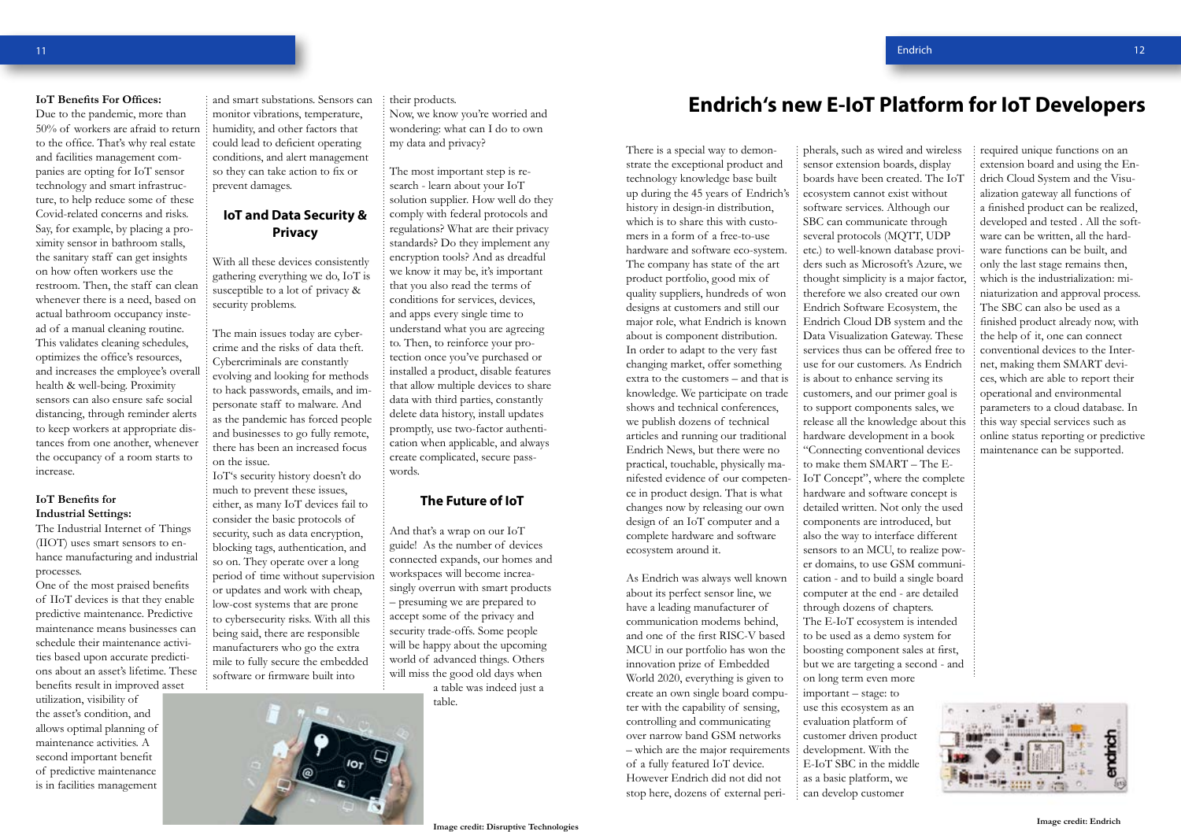**IoT Benefits For Offices:**
Due to the pandemic, more than 50% of workers are afraid to return to the office. That's why real estate and facilities management companies are opting for IoT sensor technology and smart infrastructure, to help reduce some of these Covid-related concerns and risks. Say, for example, by placing a proximity sensor in bathroom stalls, the sanitary staff can get insights on how often workers use the restroom. Then, the staff can clean whenever there is a need, based on actual bathroom occupancy instead of a manual cleaning routine. This validates cleaning schedules, optimizes the office's resources, and increases the employee's overall health & well-being. Proximity sensors can also ensure safe social distancing, through reminder alerts to keep workers at appropriate distances from one another, whenever the occupancy of a room starts to increase.

**IoT Benefits for Industrial Settings:**
The Industrial Internet of Things (IIOT) uses smart sensors to enhance manufacturing and industrial processes.
One of the most praised benefits of IIoT devices is that they enable predictive maintenance. Predictive maintenance means businesses can schedule their maintenance activities based upon accurate predictions about an asset's lifetime. These benefits result in improved asset utilization, visibility of the asset's condition, and allows optimal planning of maintenance activities. A second important benefit of predictive maintenance is in facilities management and smart substations. Sensors can monitor vibrations, temperature, humidity, and other factors that could lead to deficient operating conditions, and alert management so they can take action to fix or prevent damages.

## IoT and Data Security & Privacy

With all these devices consistently gathering everything we do, IoT is susceptible to a lot of privacy & security problems.

The main issues today are cybercrime and the risks of data theft. Cybercriminals are constantly evolving and looking for methods to hack passwords, emails, and impersonate staff to malware. And as the pandemic has forced people and businesses to go fully remote, there has been an increased focus on the issue.
IoT's security history doesn't do much to prevent these issues, either, as many IoT devices fail to consider the basic protocols of security, such as data encryption, blocking tags, authentication, and so on. They operate over a long period of time without supervision or updates and work with cheap, low-cost systems that are prone to cybersecurity risks. With all this being said, there are responsible manufacturers who go the extra mile to fully secure the embedded software or firmware built into their products.
Now, we know you're worried and wondering: what can I do to own my data and privacy?

The most important step is research - learn about your IoT solution supplier. How well do they comply with federal protocols and regulations? What are their privacy standards? Do they implement any encryption tools? And as dreadful we know it may be, it's important that you also read the terms of conditions for services, devices, and apps every single time to understand what you are agreeing to. Then, to reinforce your protection once you've purchased or installed a product, disable features that allow multiple devices to share data with third parties, constantly delete data history, install updates promptly, use two-factor authentication when applicable, and always create complicated, secure passwords.

## The Future of IoT

And that's a wrap on our IoT guide! As the number of devices connected expands, our homes and workspaces will become increasingly overrun with smart products – presuming we are prepared to accept some of the privacy and security trade-offs. Some people will be happy about the upcoming world of advanced things. Others will miss the good old days when a table was indeed just a table.

Image credit: Disruptive Technologies

# Endrich's new E-IoT Platform for IoT Developers

There is a special way to demonstrate the exceptional product and technology knowledge base built up during the 45 years of Endrich's history in design-in distribution, which is to share this with customers in a form of a free-to-use hardware and software eco-system. The company has state of the art product portfolio, good mix of quality suppliers, hundreds of won designs at customers and still our major role, what Endrich is known about is component distribution. In order to adapt to the very fast changing market, offer something extra to the customers – and that is knowledge. We participate on trade shows and technical conferences, we publish dozens of technical articles and running our traditional Endrich News, but there were no practical, touchable, physically manifested evidence of our competence in product design. That is what changes now by releasing our own design of an IoT computer and a complete hardware and software ecosystem around it.

As Endrich was always well known about its perfect sensor line, we have a leading manufacturer of communication modems behind, and one of the first RISC-V based MCU in our portfolio has won the innovation prize of Embedded World 2020, everything is given to create an own single board computer with the capability of sensing, controlling and communicating over narrow band GSM networks – which are the major requirements of a fully featured IoT device. However Endrich did not did not stop here, dozens of external peripherals, such as wired and wireless sensor extension boards, display boards have been created. The IoT ecosystem cannot exist without software services. Although our SBC can communicate through several protocols (MQTT, UDP etc.) to well-known database providers such as Microsoft's Azure, we thought simplicity is a major factor, therefore we also created our own Endrich Software Ecosystem, the Endrich Cloud DB system and the Data Visualization Gateway. These services thus can be offered free to use for our customers. As Endrich is about to enhance serving its customers, and our primer goal is to support components sales, we release all the knowledge about this hardware development in a book "Connecting conventional devices to make them SMART – The E-IoT Concept", where the complete hardware and software concept is detailed written. Not only the used components are introduced, but also the way to interface different sensors to an MCU, to realize power domains, to use GSM communication - and to build a single board computer at the end - are detailed through dozens of chapters.
The E-IoT ecosystem is intended to be used as a demo system for boosting component sales at first, but we are targeting a second - and on long term even more important – stage: to use this ecosystem as an evaluation platform of customer driven product development. With the E-IoT SBC in the middle as a basic platform, we can develop customer required unique functions on an extension board and using the Endrich Cloud System and the Visualization gateway all functions of a finished product can be realized, developed and tested . All the software can be written, all the hardware functions can be built, and only the last stage remains then, which is the industrialization: miniaturization and approval process.
The SBC can also be used as a finished product already now, with the help of it, one can connect conventional devices to the Internet, making them SMART devices, which are able to report their operational and environmental parameters to a cloud database. In this way special services such as online status reporting or predictive maintenance can be supported.

Image credit: Endrich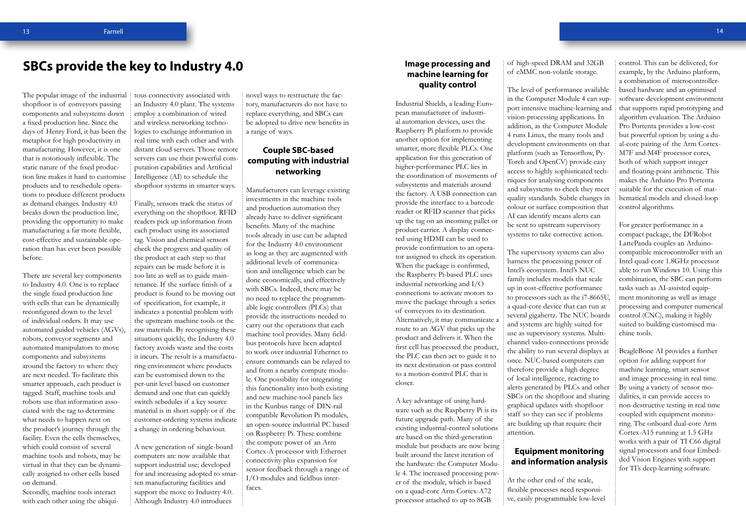# SBCs provide the key to Industry 4.0

The popular image of the industrial shopfloor is of conveyors passing components and subsystems down a fixed production line. Since the days of Henry Ford, it has been the metaphor for high productivity in manufacturing. However, it is one that is notoriously inflexible. The static nature of the fixed production line makes it hard to customise products and to reschedule operations to produce different products as demand changes. Industry 4.0 breaks down the production line, providing the opportunity to make manufacturing a far more flexible, cost-effective and sustainable operation than has ever been possible before.

There are several key components to Industry 4.0. One is to replace the single fixed production line with cells that can be dynamically reconfigured down to the level of individual orders. It may use automated guided vehicles (AGVs), robots, conveyor segments and automated manipulators to move components and subsystems around the factory to where they are next needed. To facilitate this smarter approach, each product is tagged. Staff, machine tools and robots use that information associated with the tag to determine what needs to happen next on the product's journey through the facility. Even the cells themselves, which could consist of several machine tools and robots, may be virtual in that they can be dynamically assigned to other cells based on demand.
Secondly, machine tools interact with each other using the ubiquitous connectivity associated with an Industry 4.0 plant. The systems employ a combination of wired and wireless networking technologies to exchange information in real time with each other and with distant cloud servers. Those remote servers can use their powerful computation capabilities and Artificial Intelligence (AI) to schedule the shopfloor systems in smarter ways.

Finally, sensors track the status of everything on the shopfloor. RFID readers pick up information from each product using its associated tag. Vision and chemical sensors check the progress and quality of the product at each step so that repairs can be made before it is too late as well as to guide maintenance. If the surface finish of a product is found to be moving out of specification, for example, it indicates a potential problem with the upstream machine tools or the raw materials. By recognising these situations quickly, the Industry 4.0 factory avoids waste and the costs it incurs. The result is a manufacturing environment where products can be customised down to the per-unit level based on customer demand and one that can quickly switch schedules if a key source material is in short supply or if the customer-ordering systems indicate a change in ordering behaviour.

A new generation of single-board computers are now available that support industrial use; developed for and increasing adopted to smarten manufacturing facilities and support the move to Industry 4.0. Although Industry 4.0 introduces novel ways to restructure the factory, manufacturers do not have to replace everything, and SBCs can be adopted to drive new benefits in a range of ways.

## Couple SBC-based computing with industrial networking

Manufacturers can leverage existing investments in the machine tools and production automation they already have to deliver significant benefits. Many of the machine tools already in use can be adapted for the Industry 4.0 environment as long as they are augmented with additional levels of communication and intelligence which can be done economically, and effectively with SBCs. Indeed, there may be no need to replace the programmable logic controllers (PLCs) that provide the instructions needed to carry out the operations that each machine tool provides. Many fieldbus protocols have been adapted to work over industrial Ethernet to ensure commands can be relayed to and from a nearby compute module. One possibility for integrating this functionality into both existing and new machine-tool panels lies in the Kunbus range of DIN-rail compatible Revolution Pi modules, an open-source industrial PC based on Raspberry Pi. These combine the compute power of an Arm Cortex-A processor with Ethernet connectivity plus expansion for sensor feedback through a range of I/O modules and fieldbus interfaces.

## Image processing and machine learning for quality control

Industrial Shields, a leading European manufacturer of industrial automation devices, uses the Raspberry Pi platform to provide another option for implementing smarter, more flexible PLCs. One application for this generation of higher-performance PLC lies in the coordination of movements of subsystems and materials around the factory. A USB connection can provide the interface to a barcode reader or RFID scanner that picks up the tag on an incoming pallet or product carrier. A display connected using HDMI can be used to provide confirmation to an operator assigned to check its operation. When the package is confirmed, the Raspberry Pi-based PLC uses industrial networking and I/O connections to activate motors to move the package through a series of conveyors to its destination. Alternatively, it may communicate a route to an AGV that picks up the product and delivers it. When the first cell has processed the product, the PLC can then act to guide it to its next destination or pass control to a motion-control PLC that is closer.

A key advantage of using hardware such as the Raspberry Pi is its future upgrade path. Many of the existing industrial-control solutions are based on the third-generation module but products are now being built around the latest iteration of the hardware: the Computer Module 4. The increased processing power of the module, which is based on a quad-core Arm Cortex-A72 processor attached to up to 8GB of high-speed DRAM and 32GB of eMMC non-volatile storage.

The level of performance available in the Computer Module 4 can support intensive machine-learning and vision-processing applications. In addition, as the Computer Module 4 runs Linux, the many tools and development environments on that platform (such as Tensorflow, PyTorch and OpenCV) provide easy access to highly sophisticated techniques for analysing components and subsystems to check they meet quality standards. Subtle changes in colour or surface composition that AI can identify means alerts can be sent to upstream supervisory systems to take corrective action.

The supervisory systems can also harness the processing power of Intel's ecosystem. Intel's NUC family includes models that scale up in cost-effective performance to processors such as the i7-8665U, a quad-core device that can run at several gigahertz. The NUC boards and systems are highly suited for use as supervisory systems. Multi-channel video connections provide the ability to run several displays at once. NUC-based computers can therefore provide a high degree of local intelligence, reacting to alerts generated by PLCs and other SBCs on the shopfloor and sharing graphical updates with shopfloor staff so they can see if problems are building up that require their attention.

## Equipment monitoring and information analysis

At the other end of the scale, flexible processes need responsive, easily programmable low-level control. This can be delivered, for example, by the Arduino platform, a combination of microcontroller-based hardware and an optimised software-development environment that supports rapid prototyping and algorithm evaluation. The Arduino Pro Portenta provides a low-cost but powerful option by using a dual-core pairing of the Arm Cortex-M7F and M4F processor cores, both of which support integer and floating-point arithmetic. This makes the Arduino Pro Portenta suitable for the execution of mathematical models and closed-loop control algorithms.

For greater performance in a compact package, the DFRobot LattePanda couples an Arduino-compatible microcontroller with an Intel quad-core 1.8GHz processor able to run Windows 10. Using this combination, the SBC can perform tasks such as AI-assisted equipment monitoring as well as image processing and computer numerical control (CNC), making it highly suited to building customised machine tools.

BeagleBone AI provides a further option for adding support for machine learning, smart sensor and image processing in real time. By using a variety of sensor modalities, it can provide access to non-destructive testing in real time coupled with equipment monitoring. The onboard dual-core Arm Cortex-A15 running at 1.5 GHz works with a pair of TI C66 digital signal processors and four Embedded Vision Engines with support for TI's deep-learning software.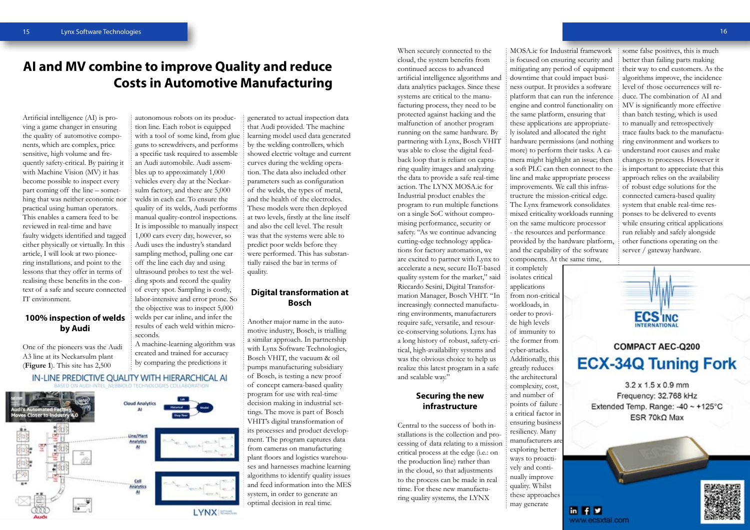# AI and MV combine to improve Quality and reduce Costs in Automotive Manufacturing

Artificial intelligence (AI) is proving a game changer in ensuring the quality of automotive components, which are complex, price sensitive, high volume and frequently safety-critical. By pairing it with Machine Vision (MV) it has become possible to inspect every part coming off the line – something that was neither economic nor practical using human operators. This enables a camera feed to be reviewed in real-time and have faulty widgets identified and tagged either physically or virtually. In this article, I will look at two pioneering installations, and point to the lessons that they offer in terms of realising these benefits in the context of a safe and secure connected IT environment.

## 100% inspection of welds by Audi

One of the pioneers was the Audi A3 line at its Neckarsulm plant (**Figure 1**). This site has 2,500 autonomous robots on its production line. Each robot is equipped with a tool of some kind, from glue guns to screwdrivers, and performs a specific task required to assemble an Audi automobile. Audi assembles up to approximately 1,000 vehicles every day at the Neckarsulm factory, and there are 5,000 welds in each car. To ensure the quality of its welds, Audi performs manual quality-control inspections. It is impossible to manually inspect 1,000 cars every day, however, so Audi uses the industry's standard sampling method, pulling one car off the line each day and using ultrasound probes to test the welding spots and record the quality of every spot. Sampling is costly, labor-intensive and error prone. So the objective was to inspect 5,000 welds per car inline, and infer the results of each weld within microseconds.

A machine-learning algorithm was created and trained for accuracy by comparing the predictions it generated to actual inspection data that Audi provided. The machine learning model used data generated by the welding controllers, which showed electric voltage and current curves during the welding operation. The data also included other parameters such as configuration of the welds, the types of metal, and the health of the electrodes. These models were then deployed at two levels, firstly at the line itself and also the cell level. The result was that the systems were able to predict poor welds before they were performed. This has substantially raised the bar in terms of quality.

IN-LINE PREDICTIVE QUALITY WITH HIERARCHICAL AI

BASED ON AUDI-INTEL_NEBBIOLO TECHNOLOGIES COLLABORATION

## Digital transformation at Bosch

Another major name in the automotive industry, Bosch, is trialling a similar approach. In partnership with Lynx Software Technologies, Bosch VHIT, the vacuum & oil pumps manufacturing subsidiary of Bosch, is testing a new proof of concept camera-based quality program for use with real-time decision making in industrial settings. The move is part of Bosch VHIT's digital transformation of its processes and product development. The program captures data from cameras on manufacturing plant floors and logistics warehouses and harnesses machine learning algorithms to identify quality issues and feed information into the MES system, in order to generate an optimal decision in real time.

When securely connected to the cloud, the system benefits from continued access to advanced artificial intelligence algorithms and data analytics packages. Since these systems are critical to the manufacturing process, they need to be protected against hacking and the malfunction of another program running on the same hardware. By partnering with Lynx, Bosch VHIT was able to close the digital feedback loop that is reliant on capturing quality images and analyzing the data to provide a safe real-time action. The LYNX MOSA.ic for Industrial product enables the program to run multiple functions on a single SoC without compromising performance, security or safety. "As we continue advancing cutting-edge technology applications for factory automation, we are excited to partner with Lynx to accelerate a new, secure IIoT-based quality system for the market," said Riccardo Sesini, Digital Transformation Manager, Bosch VHIT. "In increasingly connected manufacturing environments, manufacturers require safe, versatile, and resource-conserving solutions. Lynx has a long history of robust, safety-critical, high-availability systems and was the obvious choice to help us realize this latest program in a safe and scalable way."

## Securing the new infrastructure

Central to the success of both installations is the collection and processing of data relating to a mission critical process at the edge (i.e.: on the production line) rather than in the cloud, so that adjustments to the process can be made in real time. For these new manufacturing quality systems, the LYNX MOSA.ic for Industrial framework is focused on ensuring security and mitigating any period of equipment downtime that could impact business output. It provides a software platform that can run the inference engine and control functionality on the same platform, ensuring that these applications are appropriately isolated and allocated the right hardware permissions (and nothing more) to perform their tasks. A camera might highlight an issue; then a soft PLC can then connect to the line and make appropriate process improvements. We call this infrastructure the mission-critical edge. The Lynx framework consolidates mixed criticality workloads running on the same multicore processor - the resources and performance provided by the hardware platform, and the capability of the software components. At the same time, it completely isolates critical applications from non-critical workloads, in order to provide high levels of immunity to the former from cyber-attacks. Additionally, this greatly reduces the architectural complexity, cost, and number of points of failure - a critical factor in ensuring business resiliency. Many manufacturers are exploring better ways to proactively and continually improve quality. Whilst these approaches may generate some false positives, this is much better than failing parts making their way to end customers. As the algorithms improve, the incidence level of those occurrences will reduce. The combination of AI and MV is significantly more effective than batch testing, which is used to manually and retrospectively trace faults back to the manufacturing environment and workers to understand root causes and make changes to processes. However it is important to appreciate that this approach relies on the availability of robust edge solutions for the connected camera-based quality system that enable real-time responses to be delivered to ensure while ensuring critical applications run reliably and safely alongside other functions operating on the server / gateway hardware.

ECS INC INTERNATIONAL

COMPACT AEC-Q200

ECX-34Q Tuning Fork

3.2 x 1.5 x 0.9 mm
Frequency: 32.768 kHz
Extended Temp. Range: -40 ~ +125°C
ESR 70kΩ Max

www.ecsxtal.com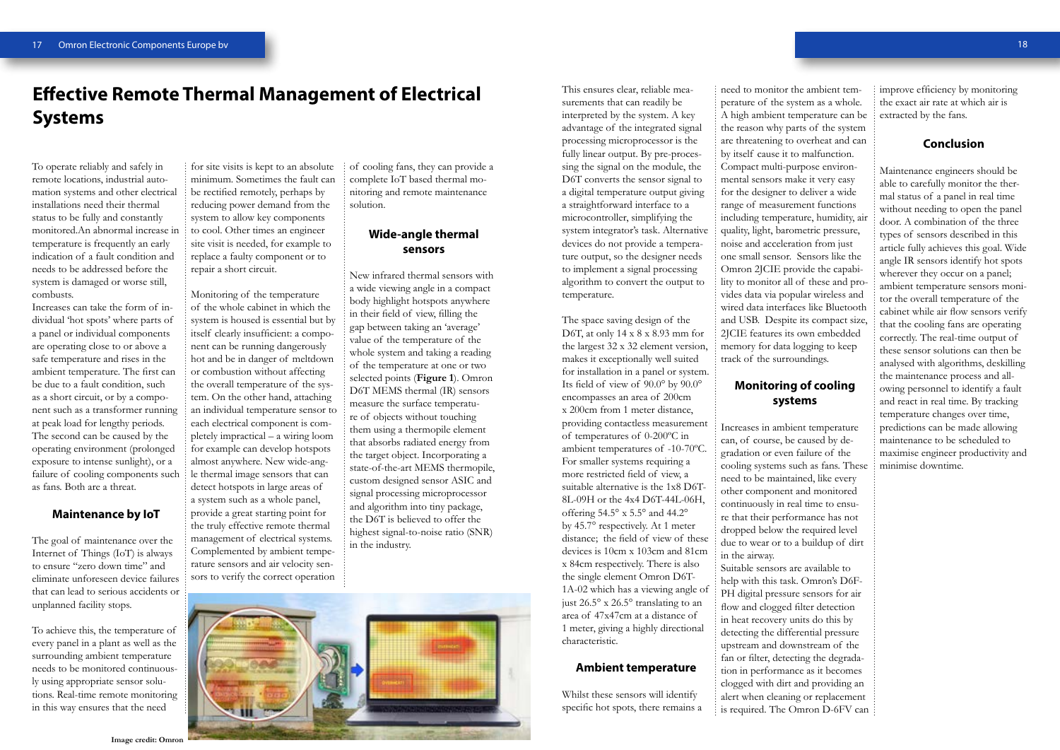# Effective Remote Thermal Management of Electrical Systems

To operate reliably and safely in remote locations, industrial automation systems and other electrical installations need their thermal status to be fully and constantly monitored.An abnormal increase in temperature is frequently an early indication of a fault condition and needs to be addressed before the system is damaged or worse still, combusts.
Increases can take the form of individual 'hot spots' where parts of a panel or individual components are operating close to or above a safe temperature and rises in the ambient temperature. The first can be due to a fault condition, such as a short circuit, or by a component such as a transformer running at peak load for lengthy periods. The second can be caused by the operating environment (prolonged exposure to intense sunlight), or a failure of cooling components such as fans. Both are a threat.

### Maintenance by IoT

The goal of maintenance over the Internet of Things (IoT) is always to ensure "zero down time" and eliminate unforeseen device failures that can lead to serious accidents or unplanned facility stops.

To achieve this, the temperature of every panel in a plant as well as the surrounding ambient temperature needs to be monitored continuously using appropriate sensor solutions. Real-time remote monitoring in this way ensures that the need for site visits is kept to an absolute minimum. Sometimes the fault can be rectified remotely, perhaps by reducing power demand from the system to allow key components to cool. Other times an engineer site visit is needed, for example to replace a faulty component or to repair a short circuit.

Monitoring of the temperature of the whole cabinet in which the system is housed is essential but by itself clearly insufficient: a component can be running dangerously hot and be in danger of meltdown or combustion without affecting the overall temperature of the system. On the other hand, attaching an individual temperature sensor to each electrical component is completely impractical – a wiring loom for example can develop hotspots almost anywhere. New wide-angle thermal image sensors that can detect hotspots in large areas of a system such as a whole panel, provide a great starting point for the truly effective remote thermal management of electrical systems. Complemented by ambient temperature sensors and air velocity sensors to verify the correct operation of cooling fans, they can provide a complete IoT based thermal monitoring and remote maintenance solution.

### Wide-angle thermal sensors

New infrared thermal sensors with a wide viewing angle in a compact body highlight hotspots anywhere in their field of view, filling the gap between taking an 'average' value of the temperature of the whole system and taking a reading of the temperature at one or two selected points (**Figure 1**). Omron D6T MEMS thermal (IR) sensors measure the surface temperature of objects without touching them using a thermopile element that absorbs radiated energy from the target object. Incorporating a state-of-the-art MEMS thermopile, custom designed sensor ASIC and signal processing microprocessor and algorithm into tiny package, the D6T is believed to offer the highest signal-to-noise ratio (SNR) in the industry.

Image credit: Omron

This ensures clear, reliable measurements that can readily be interpreted by the system. A key advantage of the integrated signal processing microprocessor is the fully linear output. By pre-processing the signal on the module, the D6T converts the sensor signal to a digital temperature output giving a straightforward interface to a microcontroller, simplifying the system integrator's task. Alternative devices do not provide a temperature output, so the designer needs to implement a signal processing algorithm to convert the output to temperature.

The space saving design of the D6T, at only 14 x 8 x 8.93 mm for the largest 32 x 32 element version, makes it exceptionally well suited for installation in a panel or system. Its field of view of 90.0° by 90.0° encompasses an area of 200cm x 200cm from 1 meter distance, providing contactless measurement of temperatures of 0-200°C in ambient temperatures of -10-70°C. For smaller systems requiring a more restricted field of view, a suitable alternative is the 1x8 D6T-8L-09H or the 4x4 D6T-44L-06H, offering 54.5° x 5.5° and 44.2° by 45.7° respectively. At 1 meter distance; the field of view of these devices is 10cm x 103cm and 81cm x 84cm respectively. There is also the single element Omron D6T-1A-02 which has a viewing angle of just 26.5° x 26.5° translating to an area of 47x47cm at a distance of 1 meter, giving a highly directional characteristic.

### Ambient temperature

Whilst these sensors will identify specific hot spots, there remains a need to monitor the ambient temperature of the system as a whole. A high ambient temperature can be the reason why parts of the system are threatening to overheat and can by itself cause it to malfunction. Compact multi-purpose environmental sensors make it very easy for the designer to deliver a wide range of measurement functions including temperature, humidity, air quality, light, barometric pressure, noise and acceleration from just one small sensor. Sensors like the Omron 2JCIE provide the capability to monitor all of these and provides data via popular wireless and wired data interfaces like Bluetooth and USB. Despite its compact size, 2JCIE features its own embedded memory for data logging to keep track of the surroundings.

### Monitoring of cooling systems

Increases in ambient temperature can, of course, be caused by degradation or even failure of the cooling systems such as fans. These need to be maintained, like every other component and monitored continuously in real time to ensure that their performance has not dropped below the required level due to wear or to a buildup of dirt in the airway.
Suitable sensors are available to help with this task. Omron's D6F-PH digital pressure sensors for air flow and clogged filter detection in heat recovery units do this by detecting the differential pressure upstream and downstream of the fan or filter, detecting the degradation in performance as it becomes clogged with dirt and providing an alert when cleaning or replacement is required. The Omron D-6FV can improve efficiency by monitoring the exact air rate at which air is extracted by the fans.

### Conclusion

Maintenance engineers should be able to carefully monitor the thermal status of a panel in real time without needing to open the panel door. A combination of the three types of sensors described in this article fully achieves this goal. Wide angle IR sensors identify hot spots wherever they occur on a panel; ambient temperature sensors monitor the overall temperature of the cabinet while air flow sensors verify that the cooling fans are operating correctly. The real-time output of these sensor solutions can then be analysed with algorithms, deskilling the maintenance process and allowing personnel to identify a fault and react in real time. By tracking temperature changes over time, predictions can be made allowing maintenance to be scheduled to maximise engineer productivity and minimise downtime.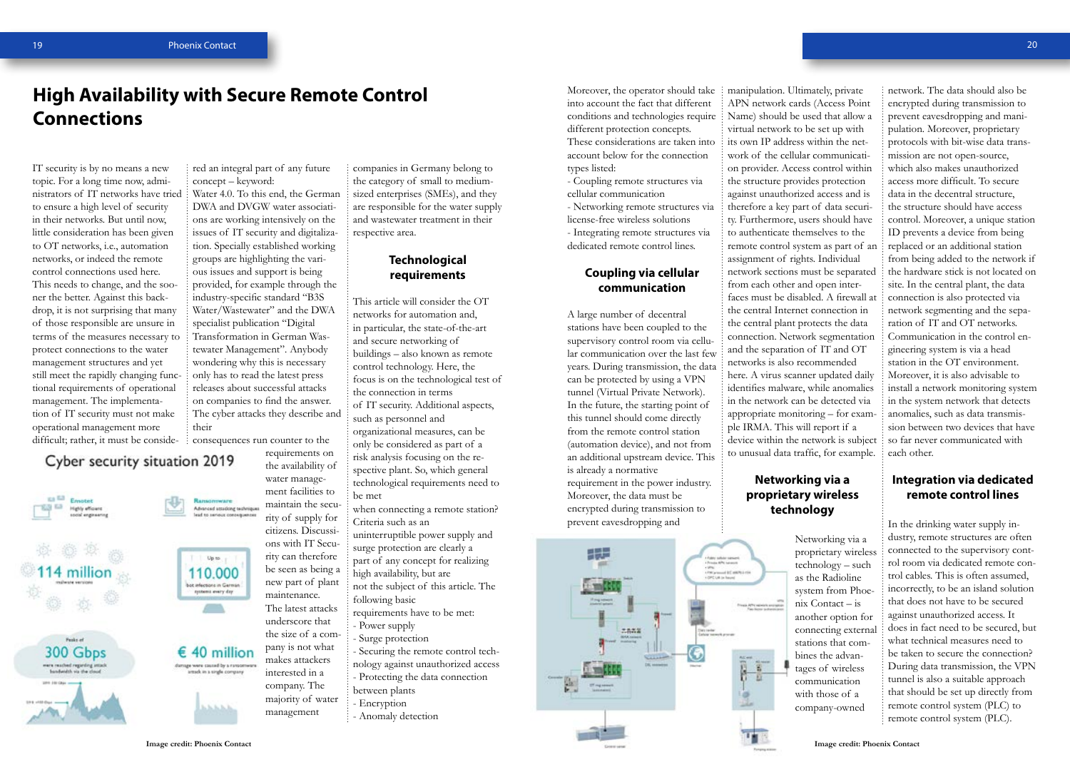# High Availability with Secure Remote Control Connections

IT security is by no means a new topic. For a long time now, administrators of IT networks have tried to ensure a high level of security in their networks. But until now, little consideration has been given to OT networks, i.e., automation networks, or indeed the remote control connections used here. This needs to change, and the sooner the better. Against this backdrop, it is not surprising that many of those responsible are unsure in terms of the measures necessary to protect connections to the water management structures and yet still meet the rapidly changing functional requirements of operational management. The implementation of IT security must not make operational management more difficult; rather, it must be considered an integral part of any future concept – keyword: Water 4.0. To this end, the German DWA and DVGW water associations are working intensively on the issues of IT security and digitalization. Specially established working groups are highlighting the various issues and support is being provided, for example through the industry-specific standard "B3S Water/Wastewater" and the DWA specialist publication "Digital Transformation in German Wastewater Management". Anybody wondering why this is necessary only has to read the latest press releases about successful attacks on companies to find the answer. The cyber attacks they describe and their consequences run counter to the requirements on the availability of water management facilities to maintain the security of supply for citizens. Discussions with IT Security can therefore be seen as being a new part of plant maintenance. The latest attacks underscore that the size of a company is not what makes attackers interested in a company. The majority of water management companies in Germany belong to the category of small to medium-sized enterprises (SMEs), and they are responsible for the water supply and wastewater treatment in their respective area.

Cyber security situation 2019

- Emotet: Highly efficient social engineering
- Ransomware: Advanced attacking techniques lead to serious consequences
- 114 million malware versions
- Up to 110.000 bot infections in German systems every day
- Peaks of 300 Gbps were reached regarding attack bandwidth via the cloud
- € 40 million damage were caused by a ransomware attack in a single company

Image credit: Phoenix Contact

## Technological requirements

This article will consider the OT networks for automation and, in particular, the state-of-the-art and secure networking of buildings – also known as remote control technology. Here, the focus is on the technological test of the connection in terms of IT security. Additional aspects, such as personnel and organizational measures, can be only be considered as part of a risk analysis focusing on the respective plant. So, which general technological requirements need to be met when connecting a remote station? Criteria such as an uninterruptible power supply and surge protection are clearly a part of any concept for realizing high availability, but are not the subject of this article. The following basic requirements have to be met:

- Power supply
- Surge protection
- Securing the remote control technology against unauthorized access
- Protecting the data connection between plants
- Encryption
- Anomaly detection

Moreover, the operator should take into account the fact that different conditions and technologies require different protection concepts. These considerations are taken into account below for the connection types listed:

- Coupling remote structures via cellular communication
- Networking remote structures via license-free wireless solutions
- Integrating remote structures via dedicated remote control lines.

## Coupling via cellular communication

A large number of decentral stations have been coupled to the supervisory control room via cellular communication over the last few years. During transmission, the data can be protected by using a VPN tunnel (Virtual Private Network). In the future, the starting point of this tunnel should come directly from the remote control station (automation device), and not from an additional upstream device. This is already a normative requirement in the power industry. Moreover, the data must be encrypted during transmission to prevent eavesdropping and manipulation. Ultimately, private APN network cards (Access Point Name) should be used that allow a virtual network to be set up with its own IP address within the network of the cellular communication provider. Access control within the structure provides protection against unauthorized access and is therefore a key part of data security. Furthermore, users should have to authenticate themselves to the remote control system as part of an assignment of rights. Individual network sections must be separated from each other and open interfaces must be disabled. A firewall at the central Internet connection in the central plant protects the data connection. Network segmentation and the separation of IT and OT networks is also recommended here. A virus scanner updated daily identifies malware, while anomalies in the network can be detected via appropriate monitoring – for example IRMA. This will report if a device within the network is subject to unusual data traffic, for example.

## Networking via a proprietary wireless technology

Networking via a proprietary wireless technology – such as the Radioline system from Phoenix Contact – is another option for connecting external stations that combines the advantages of wireless communication with those of a company-owned network. The data should also be encrypted during transmission to prevent eavesdropping and manipulation. Moreover, proprietary protocols with bit-wise data transmission are not open-source, which also makes unauthorized access more difficult. To secure data in the decentral structure, the structure should have access control. Moreover, a unique station ID prevents a device from being replaced or an additional station from being added to the network if the hardware stick is not located on site. In the central plant, the data connection is also protected via network segmenting and the separation of IT and OT networks. Communication in the control engineering system is via a head station in the OT environment. Moreover, it is also advisable to install a network monitoring system in the system network that detects anomalies, such as data transmission between two devices that have so far never communicated with each other.

Image credit: Phoenix Contact

## Integration via dedicated remote control lines

In the drinking water supply industry, remote structures are often connected to the supervisory control room via dedicated remote control cables. This is often assumed, incorrectly, to be an island solution that does not have to be secured against unauthorized access. It does in fact need to be secured, but what technical measures need to be taken to secure the connection? During data transmission, the VPN tunnel is also a suitable approach that should be set up directly from remote control system (PLC) to remote control system (PLC).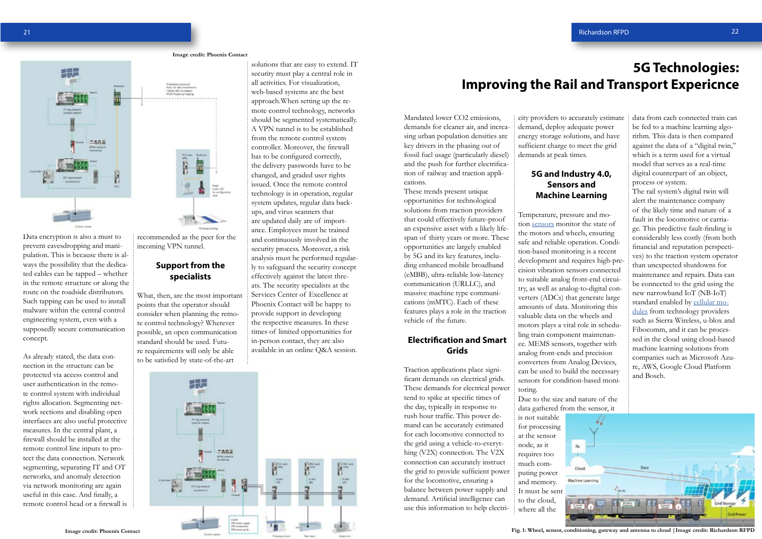Image credit: Phoenix Contact

Data encryption is also a must to prevent eavesdropping and manipulation. This is because there is always the possibility that the dedicated cables can be tapped – whether in the remote structure or along the route on the roadside distributors. Such tapping can be used to install malware within the central control engineering system, even with a supposedly secure communication concept.

As already stated, the data connection in the structure can be protected via access control and user authentication in the remote control system with individual rights allocation. Segmenting network sections and disabling open interfaces are also useful protective measures. In the central plant, a firewall should be installed at the remote control line inputs to protect the data connection. Network segmenting, separating IT and OT networks, and anomaly detection via network monitoring are again useful in this case. And finally, a remote control head or a firewall is recommended as the peer for the incoming VPN tunnel.

## Support from the specialists

What, then, are the most important points that the operator should consider when planning the remote control technology? Wherever possible, an open communication standard should be used. Future requirements will only be able to be satisfied by state-of-the-art solutions that are easy to extend. IT security must play a central role in all activities. For visualization, web-based systems are the best approach.When setting up the remote control technology, networks should be segmented systematically. A VPN tunnel is to be established from the remote control system controller. Moreover, the firewall has to be configured correctly, the delivery passwords have to be changed, and graded user rights issued. Once the remote control technology is in operation, regular system updates, regular data backups, and virus scanners that are updated daily are of importance. Employees must be trained and continuously involved in the security process. Moreover, a risk analysis must be performed regularly to safeguard the security concept effectively against the latest threats. The security specialists at the Services Center of Excellence at Phoenix Contact will be happy to provide support in developing the respective measures. In these times of limited opportunities for in-person contact, they are also available in an online Q&A session.

Image credit: Phoenix Contact

# 5G Technologies: Improving the Rail and Transport Expericnce

Mandated lower CO2 emissions, demands for cleaner air, and increasing urban population densities are key drivers in the phasing out of fossil fuel usage (particularly diesel) and the push for further electrification of railway and traction applications.

These trends present unique opportunities for technological solutions from traction providers that could effectively future-proof an expensive asset with a likely lifespan of thirty years or more. These opportunities are largely enabled by 5G and its key features, including enhanced mobile broadband (eMBB), ultra-reliable low-latency communication (URLLC), and massive machine type communications (mMTC). Each of these features plays a role in the traction vehicle of the future.

## Electrification and Smart Grids

Traction applications place significant demands on electrical grids. These demands for electrical power tend to spike at specific times of the day, typically in response to rush hour traffic. This power demand can be accurately estimated for each locomotive connected to the grid using a vehicle-to-everything (V2X) connection. The V2X connection can accurately instruct the grid to provide sufficient power for the locomotive, ensuring a balance between power supply and demand. Artificial intelligence can use this information to help electricity providers to accurately estimate demand, deploy adequate power energy storage solutions, and have sufficient charge to meet the grid demands at peak times.

## 5G and Industry 4.0, Sensors and Machine Learning

Temperature, pressure and motion sensors monitor the state of the motors and wheels, ensuring safe and reliable operation. Condition-based monitoring is a recent development and requires high-precision vibration sensors connected to suitable analog front-end circuitry, as well as analog-to-digital converters (ADCs) that generate large amounts of data. Monitoring this valuable data on the wheels and motors plays a vital role in scheduling train component maintenance. MEMS sensors, together with analog front-ends and precision converters from Analog Devices, can be used to build the necessary sensors for condition-based monitoring.

Due to the size and nature of the data gathered from the sensor, it is not suitable for processing at the sensor node, as it requires too much computing power and memory. It must be sent to the cloud, where all the data from each connected train can be fed to a machine learning algorithm. This data is then compared against the data of a "digital twin," which is a term used for a virtual model that serves as a real-time digital counterpart of an object, process or system.

The rail system's digital twin will alert the maintenance company of the likely time and nature of a fault in the locomotive or carriage. This predictive fault-finding is considerably less costly (from both financial and reputation perspectives) to the traction system operator than unexpected shutdowns for maintenance and repairs. Data can be connected to the grid using the new narrowband IoT (NB-IoT) standard enabled by cellular modules from technology providers such as Sierra Wireless, u-blox and Fibocomm, and it can be processed in the cloud using cloud-based machine learning solutions from companies such as Microsoft Azure, AWS, Google Cloud Platform and Bosch.

Fig. 1: Wheel, sensor, conditioning, gateway and antenna to cloud | Image credit: Richardson RFPD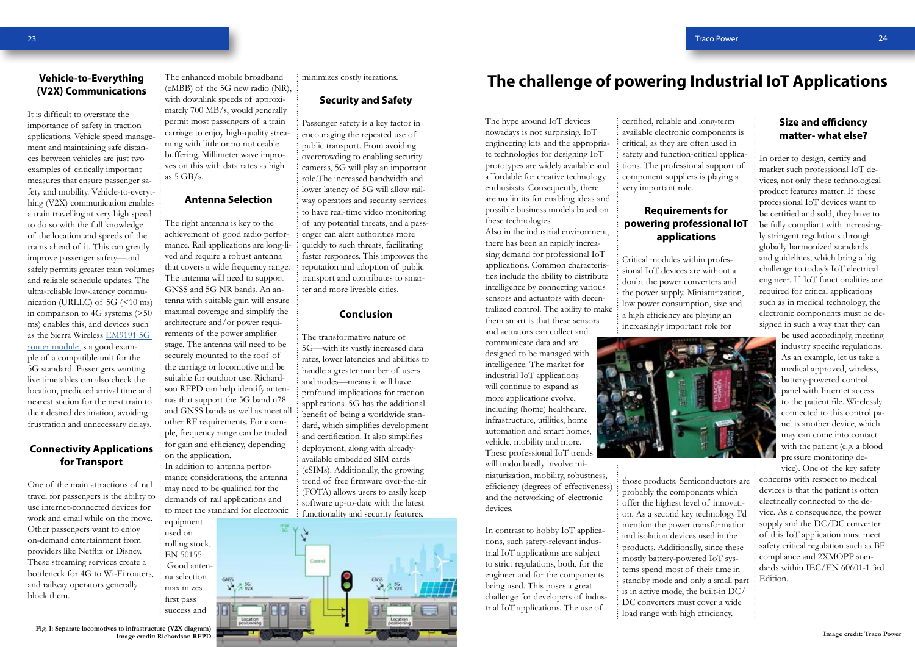## Vehicle-to-Everything (V2X) Communications

It is difficult to overstate the importance of safety in traction applications. Vehicle speed management and maintaining safe distances between vehicles are just two examples of critically important measures that ensure passenger safety and mobility. Vehicle-to-everything (V2X) communication enables a train travelling at very high speed to do so with the full knowledge of the location and speeds of the trains ahead of it. This can greatly improve passenger safety—and safely permits greater train volumes and reliable schedule updates. The ultra-reliable low-latency communication (URLLC) of 5G (<10 ms) in comparison to 4G systems (>50 ms) enables this, and devices such as the Sierra Wireless EM9191 5G router module is a good example of a compatible unit for the 5G standard. Passengers wanting live timetables can also check the location, predicted arrival time and nearest station for the next train to their desired destination, avoiding frustration and unnecessary delays.

## Connectivity Applications for Transport

One of the main attractions of rail travel for passengers is the ability to use internet-connected devices for work and email while on the move. Other passengers want to enjoy on-demand entertainment from providers like Netflix or Disney. These streaming services create a bottleneck for 4G to Wi-Fi routers, and railway operators generally block them.

The enhanced mobile broadband (eMBB) of the 5G new radio (NR), with downlink speeds of approximately 700 MB/s, would generally permit most passengers of a train carriage to enjoy high-quality streaming with little or no noticeable buffering. Millimeter wave improves on this with data rates as high as 5 GB/s.

## Antenna Selection

The right antenna is key to the achievement of good radio performance. Rail applications are long-lived and require a robust antenna that covers a wide frequency range. The antenna will need to support GNSS and 5G NR bands. An antenna with suitable gain will ensure maximal coverage and simplify the architecture and/or power requirements of the power amplifier stage. The antenna will need to be securely mounted to the roof of the carriage or locomotive and be suitable for outdoor use. Richardson RFPD can help identify antennas that support the 5G band n78 and GNSS bands as well as meet all other RF requirements. For example, frequency range can be traded for gain and efficiency, depending on the application.

In addition to antenna performance considerations, the antenna may need to be qualified for the demands of rail applications and to meet the standard for electronic equipment used on rolling stock, EN 50155. Good antenna selection maximizes first pass success and minimizes costly iterations.

## Security and Safety

Passenger safety is a key factor in encouraging the repeated use of public transport. From avoiding overcrowding to enabling security cameras, 5G will play an important role.The increased bandwidth and lower latency of 5G will allow railway operators and security services to have real-time video monitoring of any potential threats, and a passenger can alert authorities more quickly to such threats, facilitating faster responses. This improves the reputation and adoption of public transport and contributes to smarter and more liveable cities.

## Conclusion

The transformative nature of 5G—with its vastly increased data rates, lower latencies and abilities to handle a greater number of users and nodes—means it will have profound implications for traction applications. 5G has the additional benefit of being a worldwide standard, which simplifies development and certification. It also simplifies deployment, along with already-available embedded SIM cards (eSIMs). Additionally, the growing trend of free firmware over-the-air (FOTA) allows users to easily keep software up-to-date with the latest functionality and security features.

Fig. 1: Separate locomotives to infrastructure (V2X diagram)
Image credit: Richardson RFPD

# The challenge of powering Industrial IoT Applications

The hype around IoT devices nowadays is not surprising. IoT engineering kits and the appropriate technologies for designing IoT prototypes are widely available and affordable for creative technology enthusiasts. Consequently, there are no limits for enabling ideas and possible business models based on these technologies.

Also in the industrial environment, there has been an rapidly increasing demand for professional IoT applications. Common characteristics include the ability to distribute intelligence by connecting various sensors and actuators with decentralized control. The ability to make them smart is that these sensors and actuators can collect and communicate data and are designed to be managed with intelligence. The market for industrial IoT applications will continue to expand as more applications evolve, including (home) healthcare, infrastructure, utilities, home automation and smart homes, vehicle, mobility and more. These professional IoT trends will undoubtedly involve miniaturization, mobility, robustness, efficiency (degrees of effectiveness) and the networking of electronic devices.

In contrast to hobby IoT applications, such safety-relevant industrial IoT applications are subject to strict regulations, both, for the engineer and for the components being used. This poses a great challenge for developers of industrial IoT applications. The use of certified, reliable and long-term available electronic components is critical, as they are often used in safety and function-critical applications. The professional support of component suppliers is playing a very important role.

## Requirements for powering professional IoT applications

Critical modules within professional IoT devices are without a doubt the power converters and the power supply. Miniaturization, low power consumption, size and a high efficiency are playing an increasingly important role for those products. Semiconductors are probably the components which offer the highest level of innovation. As a second key technology I'd mention the power transformation and isolation devices used in the products. Additionally, since these mostly battery-powered IoT systems spend most of their time in standby mode and only a small part is in active mode, the built-in DC/DC converters must cover a wide load range with high efficiency.

## Size and efficiency matter- what else?

In order to design, certify and market such professional IoT devices, not only these technological product features matter. If these professional IoT devices want to be certified and sold, they have to be fully compliant with increasingly stringent regulations through globally harmonized standards and guidelines, which bring a big challenge to today's IoT electrical engineer. If IoT functionalities are required for critical applications such as in medical technology, the electronic components must be designed in such a way that they can be used accordingly, meeting industry specific regulations. As an example, let us take a medical approved, wireless, battery-powered control panel with Internet access to the patient file. Wirelessly connected to this control panel is another device, which may can come into contact with the patient (e.g. a blood pressure monitoring device). One of the key safety concerns with respect to medical devices is that the patient is often electrically connected to the device. As a consequence, the power supply and the DC/DC converter of this IoT application must meet safety critical regulation such as BF compliance and 2XMOPP standards within IEC/EN 60601-1 3rd Edition.

Image credit: Traco Power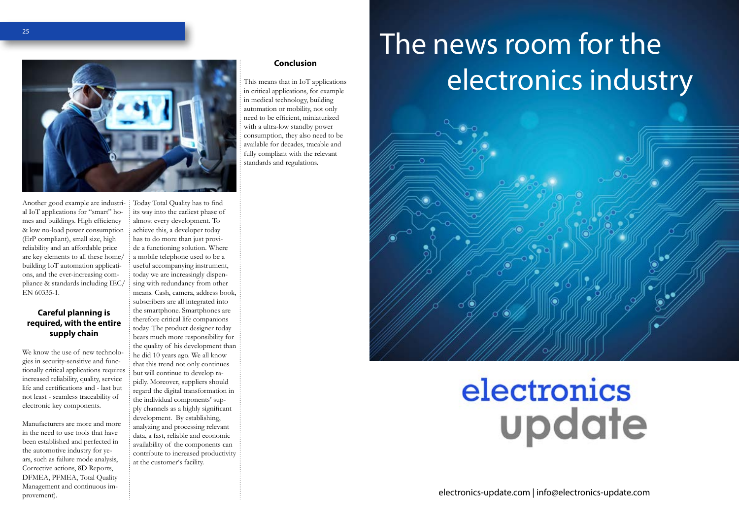Another good example are industrial IoT applications for "smart" homes and buildings. High efficiency & low no-load power consumption (ErP compliant), small size, high reliability and an affordable price are key elements to all these home/building IoT automation applications, and the ever-increasing compliance & standards including IEC/EN 60335-1.

## Careful planning is required, with the entire supply chain

We know the use of new technologies in security-sensitive and functionally critical applications requires increased reliability, quality, service life and certifications and - last but not least - seamless traceability of electronic key components.

Manufacturers are more and more in the need to use tools that have been established and perfected in the automotive industry for years, such as failure mode analysis, Corrective actions, 8D Reports, DFMEA, PFMEA, Total Quality Management and continuous improvement).

Today Total Quality has to find its way into the earliest phase of almost every development. To achieve this, a developer today has to do more than just provide a functioning solution. Where a mobile telephone used to be a useful accompanying instrument, today we are increasingly dispensing with redundancy from other means. Cash, camera, address book, subscribers are all integrated into the smartphone. Smartphones are therefore critical life companions today. The product designer today bears much more responsibility for the quality of his development than he did 10 years ago. We all know that this trend not only continues but will continue to develop rapidly. Moreover, suppliers should regard the digital transformation in the individual components' supply channels as a highly significant development. By establishing, analyzing and processing relevant data, a fast, reliable and economic availability of the components can contribute to increased productivity at the customer's facility.

## Conclusion

This means that in IoT applications in critical applications, for example in medical technology, building automation or mobility, not only need to be efficient, miniaturized with a ultra-low standby power consumption, they also need to be available for decades, tracable and fully compliant with the relevant standards and regulations.

# The news room for the electronics industry

electronics update

electronics-update.com | info@electronics-update.com